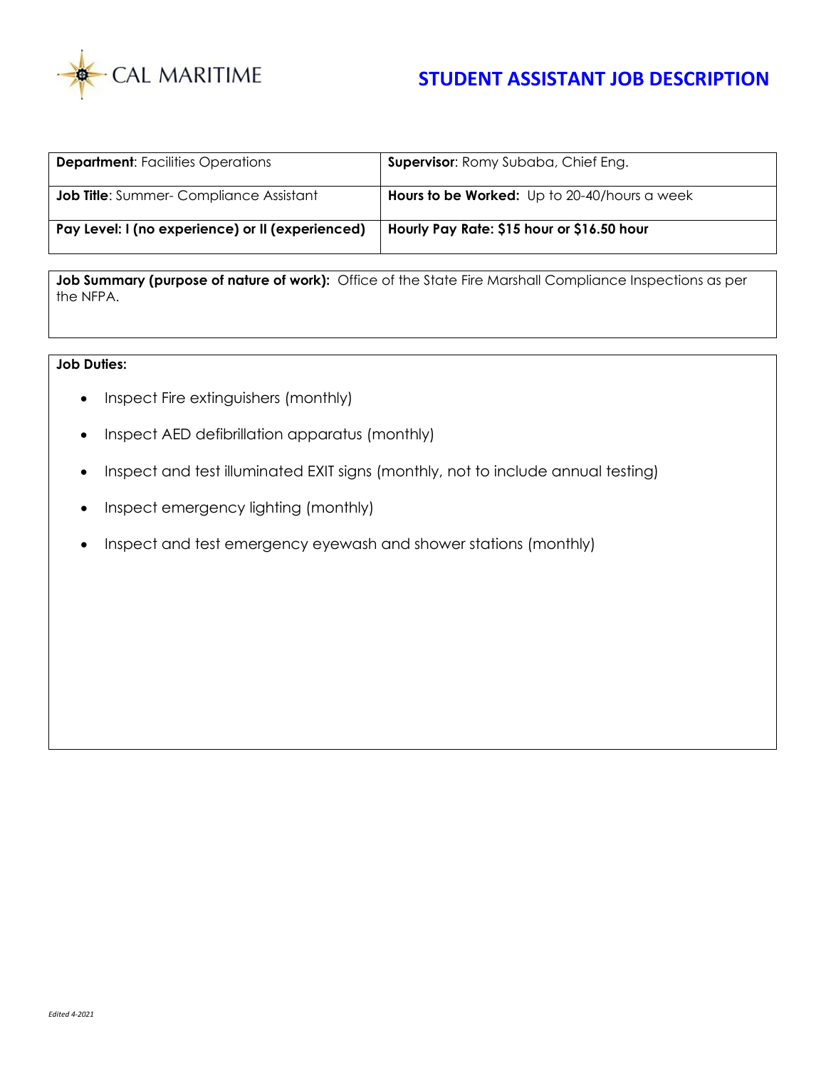CAL MARITIME

# STUDENT ASSISTANT JOB DESCRIPTION

| **Department**: Facilities Operations | **Supervisor**: Romy Subaba, Chief Eng. |
|---|---|
| **Job Title**: Summer- Compliance Assistant | **Hours to be Worked:** Up to 20-40/hours a week |
| **Pay Level: I (no experience) or II (experienced)** | **Hourly Pay Rate: $15 hour or $16.50 hour** |

**Job Summary (purpose of nature of work):** Office of the State Fire Marshall Compliance Inspections as per the NFPA.

**Job Duties:**

- Inspect Fire extinguishers (monthly)
- Inspect AED defibrillation apparatus (monthly)
- Inspect and test illuminated EXIT signs (monthly, not to include annual testing)
- Inspect emergency lighting (monthly)
- Inspect and test emergency eyewash and shower stations (monthly)

*Edited 4-2021*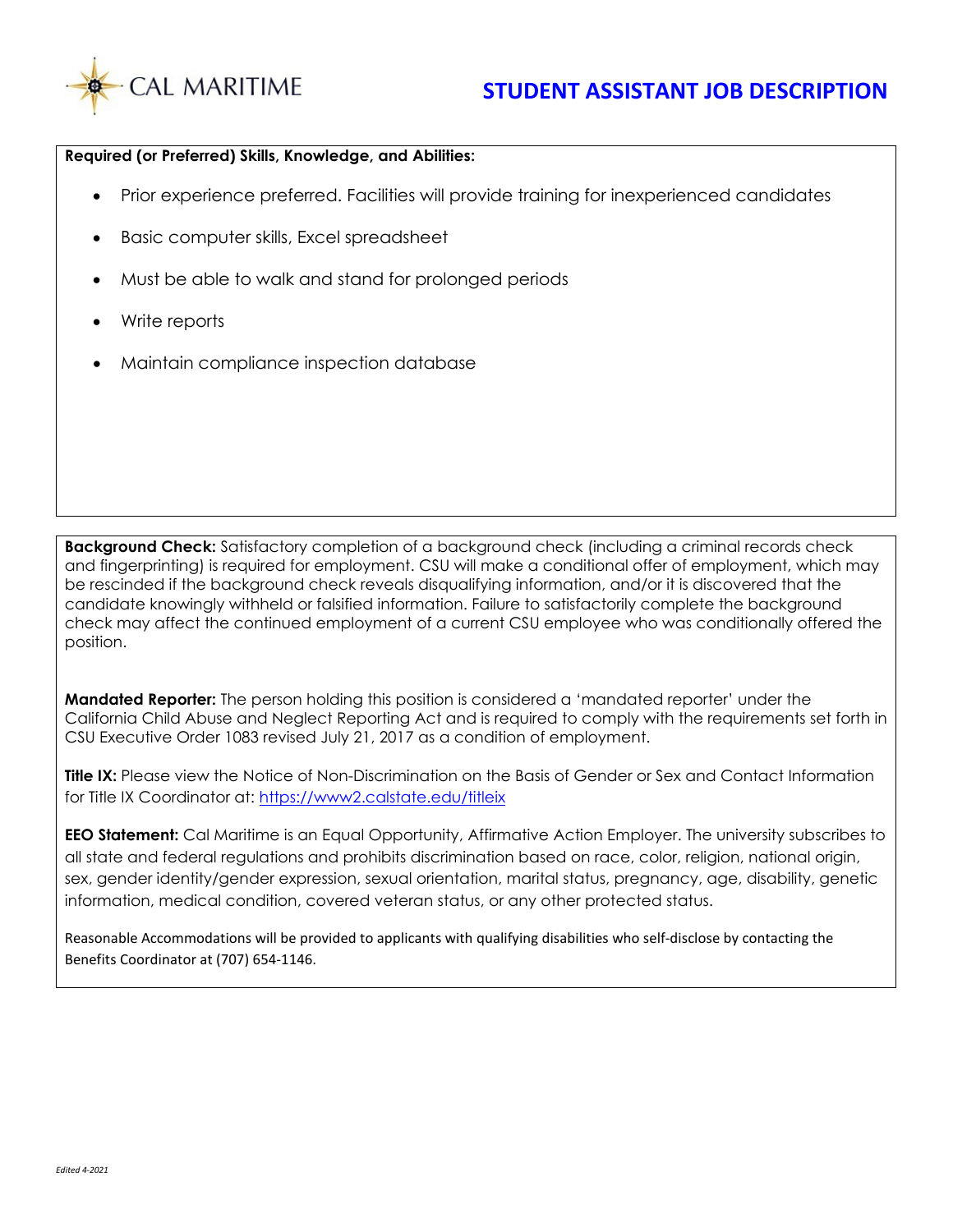**Required (or Preferred) Skills, Knowledge, and Abilities:**

- Prior experience preferred. Facilities will provide training for inexperienced candidates
- Basic computer skills, Excel spreadsheet
- Must be able to walk and stand for prolonged periods
- Write reports
- Maintain compliance inspection database

**Background Check:** Satisfactory completion of a background check (including a criminal records check and fingerprinting) is required for employment. CSU will make a conditional offer of employment, which may be rescinded if the background check reveals disqualifying information, and/or it is discovered that the candidate knowingly withheld or falsified information. Failure to satisfactorily complete the background check may affect the continued employment of a current CSU employee who was conditionally offered the position.

**Mandated Reporter:** The person holding this position is considered a 'mandated reporter' under the California Child Abuse and Neglect Reporting Act and is required to comply with the requirements set forth in CSU Executive Order 1083 revised July 21, 2017 as a condition of employment.

**Title IX:** Please view the Notice of Non-Discrimination on the Basis of Gender or Sex and Contact Information for Title IX Coordinator at: https://www2.calstate.edu/titleix

**EEO Statement:** Cal Maritime is an Equal Opportunity, Affirmative Action Employer. The university subscribes to all state and federal regulations and prohibits discrimination based on race, color, religion, national origin, sex, gender identity/gender expression, sexual orientation, marital status, pregnancy, age, disability, genetic information, medical condition, covered veteran status, or any other protected status.

Reasonable Accommodations will be provided to applicants with qualifying disabilities who self-disclose by contacting the Benefits Coordinator at (707) 654-1146.